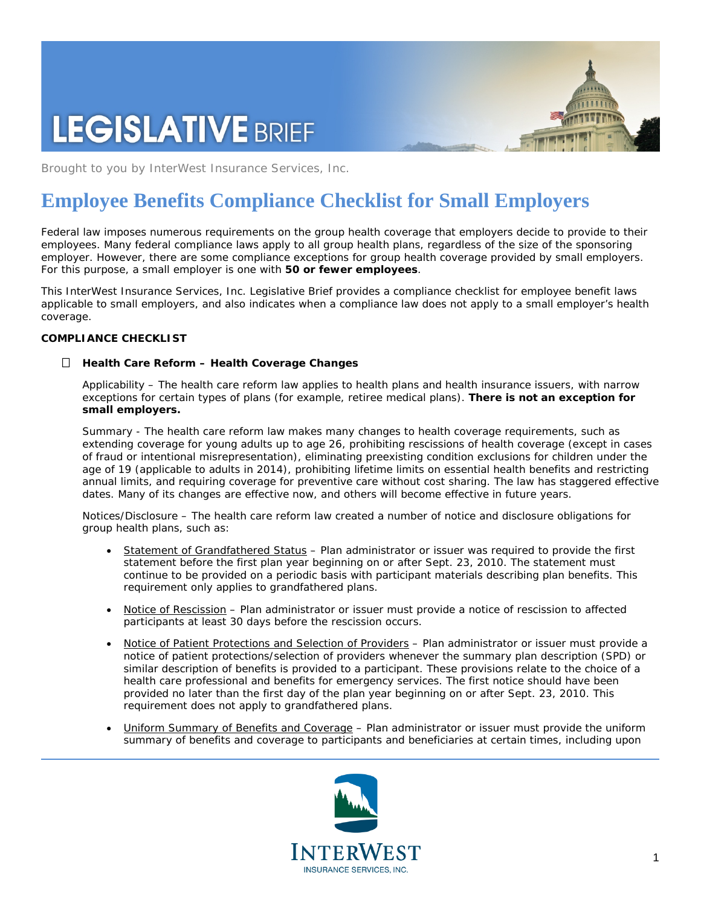# LEGISLATIVE BRIEF

Brought to you by InterWest Insurance Services, Inc.

# Employee Benefits Compliance Checklist for Small Employers

Federal law imposes numerous requirements on the group health coverage that employers decide to provide to their employees. Many federal compliance laws apply to all group health plans, regardless of the size of the sponsoring employer. However, there are some compliance exceptions for group health coverage provided by small employers. For this purpose, a small employer is one with **50 or fewer employees**.

This InterWest Insurance Services, Inc. Legislative Brief provides a compliance checklist for employee benefit laws applicable to small employers, and also indicates when a compliance law does not apply to a small employer's health coverage.

**COMPLIANCE CHECKLIST**

- ☐ **Health Care Reform – Health Coverage Changes**

  Applicability – The health care reform law applies to health plans and health insurance issuers, with narrow exceptions for certain types of plans (for example, retiree medical plans). **There is not an exception for small employers.**

  Summary - The health care reform law makes many changes to health coverage requirements, such as extending coverage for young adults up to age 26, prohibiting rescissions of health coverage (except in cases of fraud or intentional misrepresentation), eliminating preexisting condition exclusions for children under the age of 19 (applicable to adults in 2014), prohibiting lifetime limits on essential health benefits and restricting annual limits, and requiring coverage for preventive care without cost sharing. The law has staggered effective dates. Many of its changes are effective now, and others will become effective in future years.

  Notices/Disclosure – The health care reform law created a number of notice and disclosure obligations for group health plans, such as:

  - Statement of Grandfathered Status – Plan administrator or issuer was required to provide the first statement before the first plan year beginning on or after Sept. 23, 2010. The statement must continue to be provided on a periodic basis with participant materials describing plan benefits. This requirement only applies to grandfathered plans.
  - Notice of Rescission – Plan administrator or issuer must provide a notice of rescission to affected participants at least 30 days before the rescission occurs.
  - Notice of Patient Protections and Selection of Providers – Plan administrator or issuer must provide a notice of patient protections/selection of providers whenever the summary plan description (SPD) or similar description of benefits is provided to a participant. These provisions relate to the choice of a health care professional and benefits for emergency services. The first notice should have been provided no later than the first day of the plan year beginning on or after Sept. 23, 2010. This requirement does not apply to grandfathered plans.
  - Uniform Summary of Benefits and Coverage – Plan administrator or issuer must provide the uniform summary of benefits and coverage to participants and beneficiaries at certain times, including upon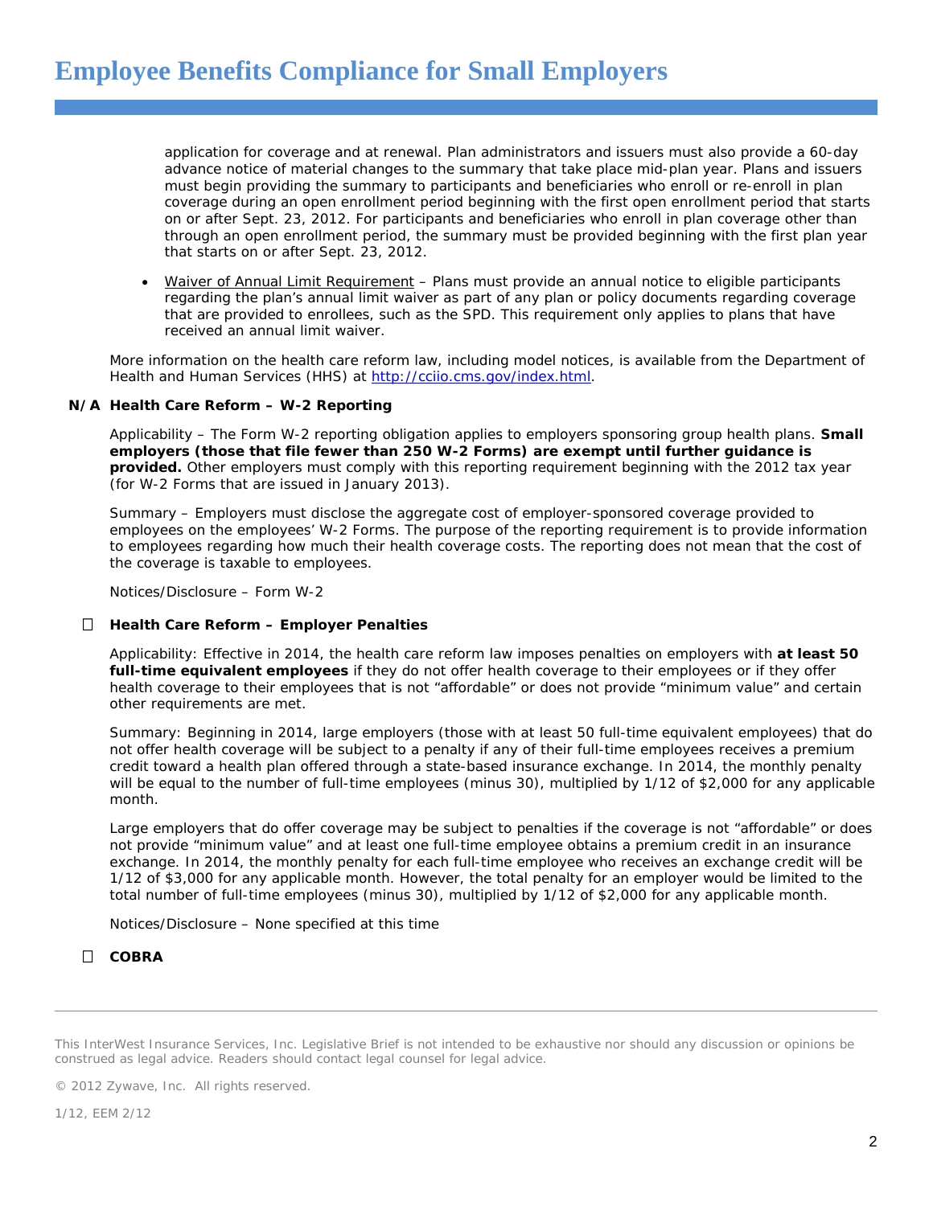application for coverage and at renewal. Plan administrators and issuers must also provide a 60-day advance notice of material changes to the summary that take place mid-plan year. Plans and issuers must begin providing the summary to participants and beneficiaries who enroll or re-enroll in plan coverage during an open enrollment period beginning with the first open enrollment period that starts on or after Sept. 23, 2012. For participants and beneficiaries who enroll in plan coverage other than through an open enrollment period, the summary must be provided beginning with the first plan year that starts on or after Sept. 23, 2012.

- Waiver of Annual Limit Requirement – Plans must provide an annual notice to eligible participants regarding the plan's annual limit waiver as part of any plan or policy documents regarding coverage that are provided to enrollees, such as the SPD. This requirement only applies to plans that have received an annual limit waiver.

More information on the health care reform law, including model notices, is available from the Department of Health and Human Services (HHS) at http://cciio.cms.gov/index.html.

**N/A Health Care Reform – W-2 Reporting**

Applicability – The Form W-2 reporting obligation applies to employers sponsoring group health plans. **Small employers (those that file fewer than 250 W-2 Forms) are exempt until further guidance is provided.** Other employers must comply with this reporting requirement beginning with the 2012 tax year (for W-2 Forms that are issued in January 2013).

Summary – Employers must disclose the aggregate cost of employer-sponsored coverage provided to employees on the employees' W-2 Forms. The purpose of the reporting requirement is to provide information to employees regarding how much their health coverage costs. The reporting does not mean that the cost of the coverage is taxable to employees.

Notices/Disclosure – Form W-2

☐ **Health Care Reform – Employer Penalties**

Applicability: Effective in 2014, the health care reform law imposes penalties on employers with **at least 50 full-time equivalent employees** if they do not offer health coverage to their employees or if they offer health coverage to their employees that is not "affordable" or does not provide "minimum value" and certain other requirements are met.

Summary: Beginning in 2014, large employers (those with at least 50 full-time equivalent employees) that do not offer health coverage will be subject to a penalty if any of their full-time employees receives a premium credit toward a health plan offered through a state-based insurance exchange. In 2014, the monthly penalty will be equal to the number of full-time employees (minus 30), multiplied by 1/12 of $2,000 for any applicable month.

Large employers that do offer coverage may be subject to penalties if the coverage is not "affordable" or does not provide "minimum value" and at least one full-time employee obtains a premium credit in an insurance exchange. In 2014, the monthly penalty for each full-time employee who receives an exchange credit will be 1/12 of $3,000 for any applicable month. However, the total penalty for an employer would be limited to the total number of full-time employees (minus 30), multiplied by 1/12 of $2,000 for any applicable month.

Notices/Disclosure – None specified at this time

☐ **COBRA**

This InterWest Insurance Services, Inc. Legislative Brief is not intended to be exhaustive nor should any discussion or opinions be construed as legal advice. Readers should contact legal counsel for legal advice.

© 2012 Zywave, Inc. All rights reserved.

1/12, EEM 2/12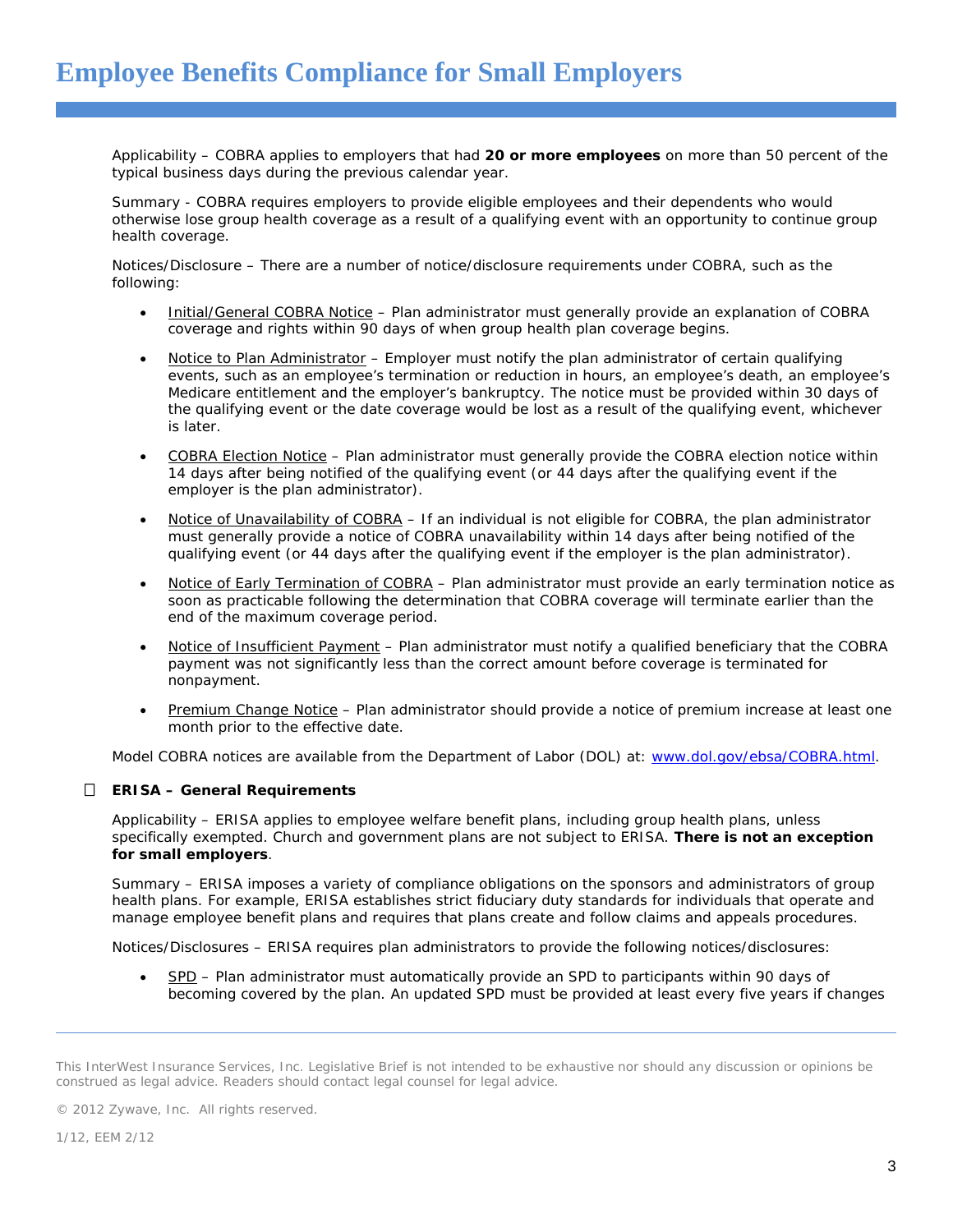Applicability – COBRA applies to employers that had **20 or more employees** on more than 50 percent of the typical business days during the previous calendar year.

Summary - COBRA requires employers to provide eligible employees and their dependents who would otherwise lose group health coverage as a result of a qualifying event with an opportunity to continue group health coverage.

Notices/Disclosure – There are a number of notice/disclosure requirements under COBRA, such as the following:

- Initial/General COBRA Notice – Plan administrator must generally provide an explanation of COBRA coverage and rights within 90 days of when group health plan coverage begins.

- Notice to Plan Administrator – Employer must notify the plan administrator of certain qualifying events, such as an employee's termination or reduction in hours, an employee's death, an employee's Medicare entitlement and the employer's bankruptcy. The notice must be provided within 30 days of the qualifying event or the date coverage would be lost as a result of the qualifying event, whichever is later.

- COBRA Election Notice – Plan administrator must generally provide the COBRA election notice within 14 days after being notified of the qualifying event (or 44 days after the qualifying event if the employer is the plan administrator).

- Notice of Unavailability of COBRA – If an individual is not eligible for COBRA, the plan administrator must generally provide a notice of COBRA unavailability within 14 days after being notified of the qualifying event (or 44 days after the qualifying event if the employer is the plan administrator).

- Notice of Early Termination of COBRA – Plan administrator must provide an early termination notice as soon as practicable following the determination that COBRA coverage will terminate earlier than the end of the maximum coverage period.

- Notice of Insufficient Payment – Plan administrator must notify a qualified beneficiary that the COBRA payment was not significantly less than the correct amount before coverage is terminated for nonpayment.

- Premium Change Notice – Plan administrator should provide a notice of premium increase at least one month prior to the effective date.

Model COBRA notices are available from the Department of Labor (DOL) at: www.dol.gov/ebsa/COBRA.html.

- [ ] **ERISA – General Requirements**

Applicability – ERISA applies to employee welfare benefit plans, including group health plans, unless specifically exempted. Church and government plans are not subject to ERISA. **There is not an exception for small employers**.

Summary – ERISA imposes a variety of compliance obligations on the sponsors and administrators of group health plans. For example, ERISA establishes strict fiduciary duty standards for individuals that operate and manage employee benefit plans and requires that plans create and follow claims and appeals procedures.

Notices/Disclosures – ERISA requires plan administrators to provide the following notices/disclosures:

- SPD – Plan administrator must automatically provide an SPD to participants within 90 days of becoming covered by the plan. An updated SPD must be provided at least every five years if changes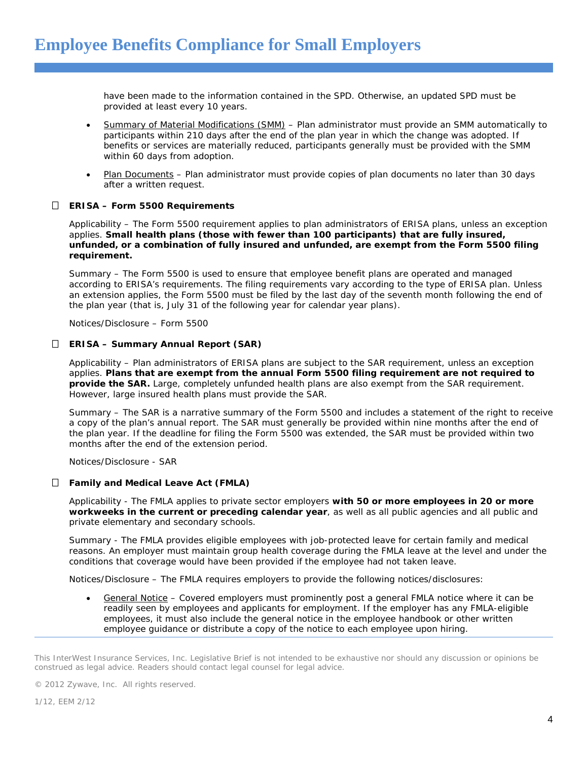have been made to the information contained in the SPD. Otherwise, an updated SPD must be provided at least every 10 years.

- Summary of Material Modifications (SMM) – Plan administrator must provide an SMM automatically to participants within 210 days after the end of the plan year in which the change was adopted. If benefits or services are materially reduced, participants generally must be provided with the SMM within 60 days from adoption.
- Plan Documents – Plan administrator must provide copies of plan documents no later than 30 days after a written request.

### ☐ ERISA – Form 5500 Requirements

Applicability – The Form 5500 requirement applies to plan administrators of ERISA plans, unless an exception applies. **Small health plans (those with fewer than 100 participants) that are fully insured, unfunded, or a combination of fully insured and unfunded, are exempt from the Form 5500 filing requirement.**

Summary – The Form 5500 is used to ensure that employee benefit plans are operated and managed according to ERISA's requirements. The filing requirements vary according to the type of ERISA plan. Unless an extension applies, the Form 5500 must be filed by the last day of the seventh month following the end of the plan year (that is, July 31 of the following year for calendar year plans).

Notices/Disclosure – Form 5500

### ☐ ERISA – Summary Annual Report (SAR)

Applicability – Plan administrators of ERISA plans are subject to the SAR requirement, unless an exception applies. **Plans that are exempt from the annual Form 5500 filing requirement are not required to provide the SAR.** Large, completely unfunded health plans are also exempt from the SAR requirement. However, large insured health plans must provide the SAR.

Summary – The SAR is a narrative summary of the Form 5500 and includes a statement of the right to receive a copy of the plan's annual report. The SAR must generally be provided within nine months after the end of the plan year. If the deadline for filing the Form 5500 was extended, the SAR must be provided within two months after the end of the extension period.

Notices/Disclosure - SAR

### ☐ Family and Medical Leave Act (FMLA)

Applicability - The FMLA applies to private sector employers **with 50 or more employees in 20 or more workweeks in the current or preceding calendar year**, as well as all public agencies and all public and private elementary and secondary schools.

Summary - The FMLA provides eligible employees with job-protected leave for certain family and medical reasons. An employer must maintain group health coverage during the FMLA leave at the level and under the conditions that coverage would have been provided if the employee had not taken leave.

Notices/Disclosure – The FMLA requires employers to provide the following notices/disclosures:

- General Notice – Covered employers must prominently post a general FMLA notice where it can be readily seen by employees and applicants for employment. If the employer has any FMLA-eligible employees, it must also include the general notice in the employee handbook or other written employee guidance or distribute a copy of the notice to each employee upon hiring.

This InterWest Insurance Services, Inc. Legislative Brief is not intended to be exhaustive nor should any discussion or opinions be construed as legal advice. Readers should contact legal counsel for legal advice.

© 2012 Zywave, Inc. All rights reserved.

1/12, EEM 2/12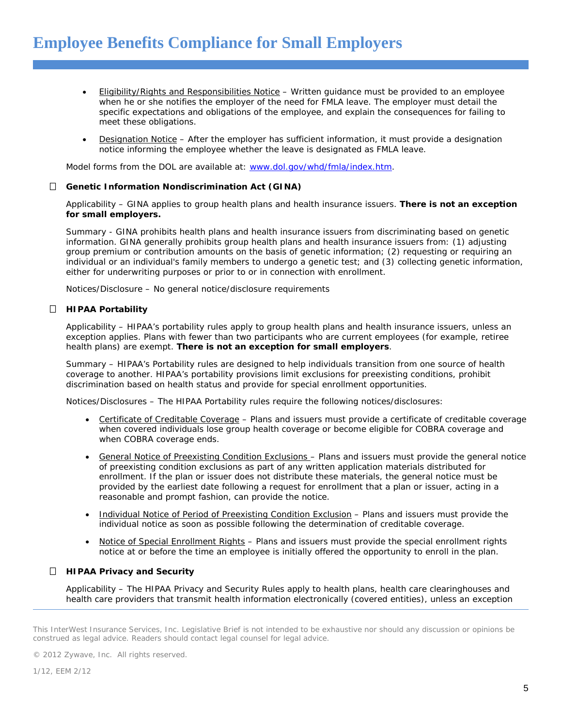- Eligibility/Rights and Responsibilities Notice – Written guidance must be provided to an employee when he or she notifies the employer of the need for FMLA leave. The employer must detail the specific expectations and obligations of the employee, and explain the consequences for failing to meet these obligations.

- Designation Notice – After the employer has sufficient information, it must provide a designation notice informing the employee whether the leave is designated as FMLA leave.

Model forms from the DOL are available at: www.dol.gov/whd/fmla/index.htm.

☐ **Genetic Information Nondiscrimination Act (GINA)**

Applicability – GINA applies to group health plans and health insurance issuers. **There is not an exception for small employers.**

Summary - GINA prohibits health plans and health insurance issuers from discriminating based on genetic information. GINA generally prohibits group health plans and health insurance issuers from: (1) adjusting group premium or contribution amounts on the basis of genetic information; (2) requesting or requiring an individual or an individual's family members to undergo a genetic test; and (3) collecting genetic information, either for underwriting purposes or prior to or in connection with enrollment.

Notices/Disclosure – No general notice/disclosure requirements

☐ **HIPAA Portability**

Applicability – HIPAA's portability rules apply to group health plans and health insurance issuers, unless an exception applies. Plans with fewer than two participants who are current employees (for example, retiree health plans) are exempt. **There is not an exception for small employers**.

Summary – HIPAA's Portability rules are designed to help individuals transition from one source of health coverage to another. HIPAA's portability provisions limit exclusions for preexisting conditions, prohibit discrimination based on health status and provide for special enrollment opportunities.

Notices/Disclosures – The HIPAA Portability rules require the following notices/disclosures:

- Certificate of Creditable Coverage – Plans and issuers must provide a certificate of creditable coverage when covered individuals lose group health coverage or become eligible for COBRA coverage and when COBRA coverage ends.

- General Notice of Preexisting Condition Exclusions – Plans and issuers must provide the general notice of preexisting condition exclusions as part of any written application materials distributed for enrollment. If the plan or issuer does not distribute these materials, the general notice must be provided by the earliest date following a request for enrollment that a plan or issuer, acting in a reasonable and prompt fashion, can provide the notice.

- Individual Notice of Period of Preexisting Condition Exclusion – Plans and issuers must provide the individual notice as soon as possible following the determination of creditable coverage.

- Notice of Special Enrollment Rights – Plans and issuers must provide the special enrollment rights notice at or before the time an employee is initially offered the opportunity to enroll in the plan.

☐ **HIPAA Privacy and Security**

Applicability – The HIPAA Privacy and Security Rules apply to health plans, health care clearinghouses and health care providers that transmit health information electronically (covered entities), unless an exception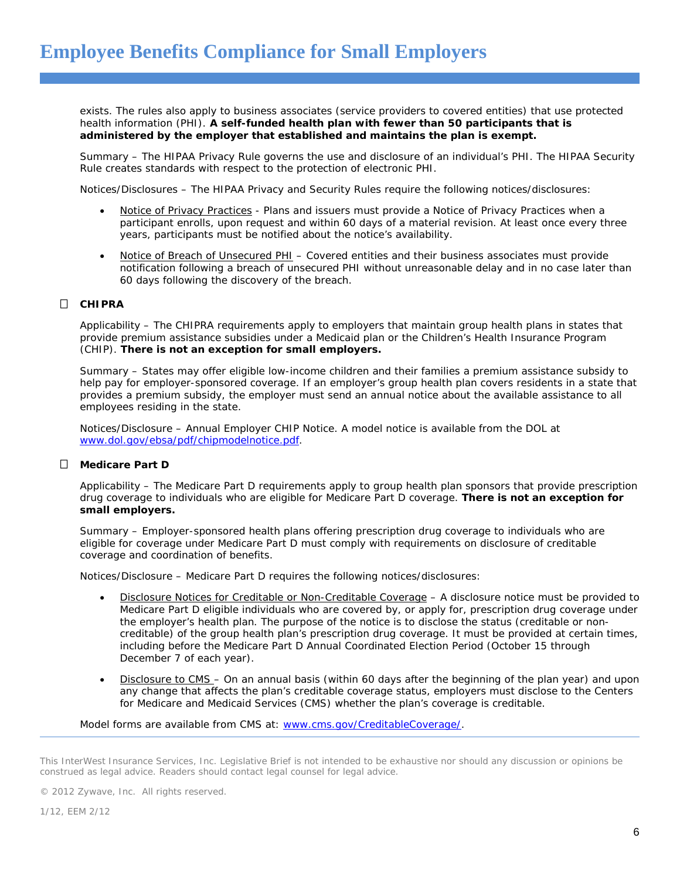exists. The rules also apply to business associates (service providers to covered entities) that use protected health information (PHI). **A self-funded health plan with fewer than 50 participants that is administered by the employer that established and maintains the plan is exempt.**

Summary – The HIPAA Privacy Rule governs the use and disclosure of an individual's PHI. The HIPAA Security Rule creates standards with respect to the protection of electronic PHI.

Notices/Disclosures – The HIPAA Privacy and Security Rules require the following notices/disclosures:

- Notice of Privacy Practices - Plans and issuers must provide a Notice of Privacy Practices when a participant enrolls, upon request and within 60 days of a material revision. At least once every three years, participants must be notified about the notice's availability.
- Notice of Breach of Unsecured PHI – Covered entities and their business associates must provide notification following a breach of unsecured PHI without unreasonable delay and in no case later than 60 days following the discovery of the breach.

☐ **CHIPRA**

Applicability – The CHIPRA requirements apply to employers that maintain group health plans in states that provide premium assistance subsidies under a Medicaid plan or the Children's Health Insurance Program (CHIP). **There is not an exception for small employers.**

Summary – States may offer eligible low-income children and their families a premium assistance subsidy to help pay for employer-sponsored coverage. If an employer's group health plan covers residents in a state that provides a premium subsidy, the employer must send an annual notice about the available assistance to all employees residing in the state.

Notices/Disclosure – Annual Employer CHIP Notice. A model notice is available from the DOL at www.dol.gov/ebsa/pdf/chipmodelnotice.pdf.

☐ **Medicare Part D**

Applicability – The Medicare Part D requirements apply to group health plan sponsors that provide prescription drug coverage to individuals who are eligible for Medicare Part D coverage. **There is not an exception for small employers.**

Summary – Employer-sponsored health plans offering prescription drug coverage to individuals who are eligible for coverage under Medicare Part D must comply with requirements on disclosure of creditable coverage and coordination of benefits.

Notices/Disclosure – Medicare Part D requires the following notices/disclosures:

- Disclosure Notices for Creditable or Non-Creditable Coverage – A disclosure notice must be provided to Medicare Part D eligible individuals who are covered by, or apply for, prescription drug coverage under the employer's health plan. The purpose of the notice is to disclose the status (creditable or non-creditable) of the group health plan's prescription drug coverage. It must be provided at certain times, including before the Medicare Part D Annual Coordinated Election Period (October 15 through December 7 of each year).
- Disclosure to CMS – On an annual basis (within 60 days after the beginning of the plan year) and upon any change that affects the plan's creditable coverage status, employers must disclose to the Centers for Medicare and Medicaid Services (CMS) whether the plan's coverage is creditable.

Model forms are available from CMS at: www.cms.gov/CreditableCoverage/.

This InterWest Insurance Services, Inc. Legislative Brief is not intended to be exhaustive nor should any discussion or opinions be construed as legal advice. Readers should contact legal counsel for legal advice.

© 2012 Zywave, Inc. All rights reserved.

1/12, EEM 2/12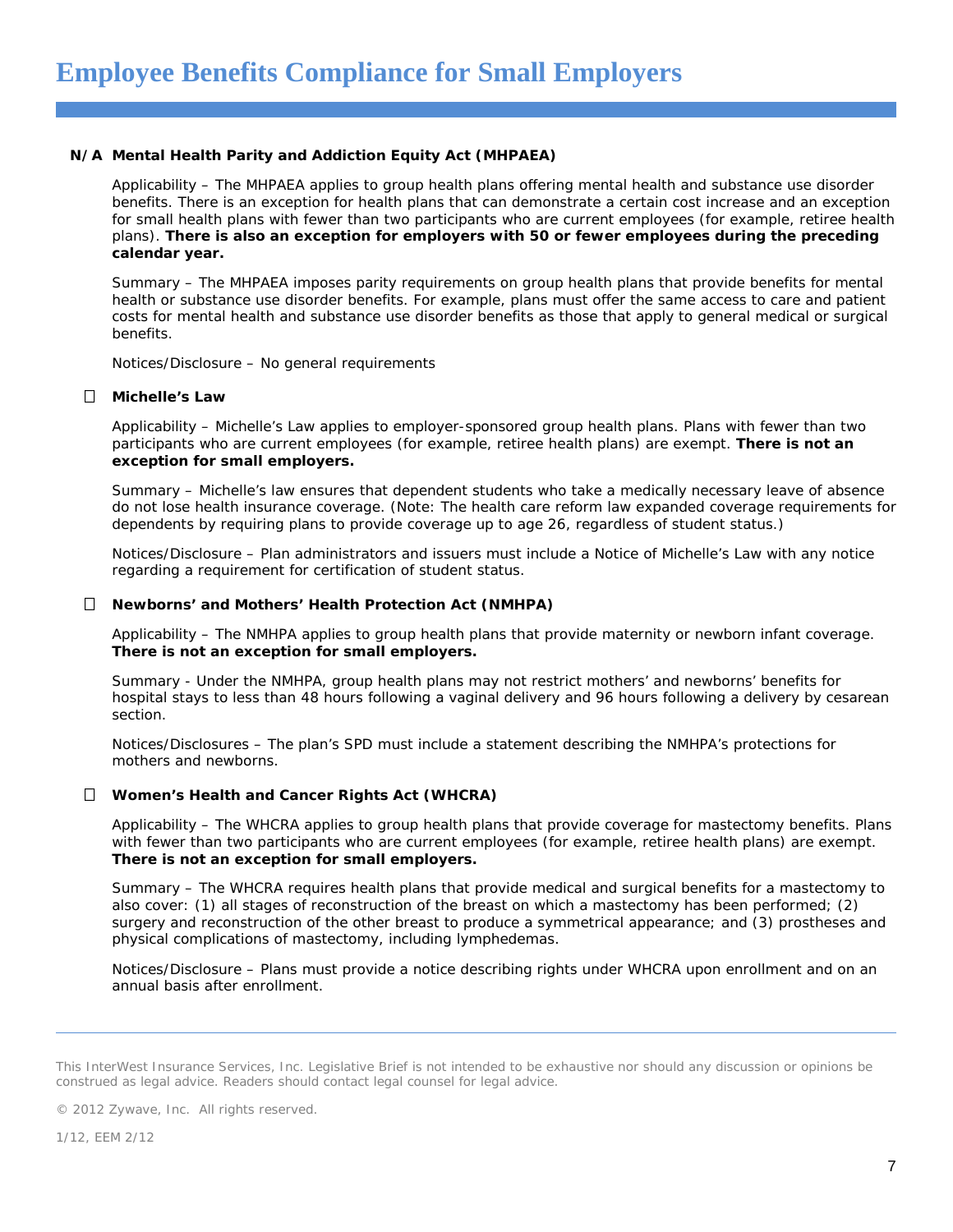**N/A Mental Health Parity and Addiction Equity Act (MHPAEA)**

Applicability – The MHPAEA applies to group health plans offering mental health and substance use disorder benefits. There is an exception for health plans that can demonstrate a certain cost increase and an exception for small health plans with fewer than two participants who are current employees (for example, retiree health plans). **There is also an exception for employers with 50 or fewer employees during the preceding calendar year.**

Summary – The MHPAEA imposes parity requirements on group health plans that provide benefits for mental health or substance use disorder benefits. For example, plans must offer the same access to care and patient costs for mental health and substance use disorder benefits as those that apply to general medical or surgical benefits.

Notices/Disclosure – No general requirements

☐ **Michelle's Law**

Applicability – Michelle's Law applies to employer-sponsored group health plans. Plans with fewer than two participants who are current employees (for example, retiree health plans) are exempt. **There is not an exception for small employers.**

Summary – Michelle's law ensures that dependent students who take a medically necessary leave of absence do not lose health insurance coverage. (Note: The health care reform law expanded coverage requirements for dependents by requiring plans to provide coverage up to age 26, regardless of student status.)

Notices/Disclosure – Plan administrators and issuers must include a Notice of Michelle's Law with any notice regarding a requirement for certification of student status.

☐ **Newborns' and Mothers' Health Protection Act (NMHPA)**

Applicability – The NMHPA applies to group health plans that provide maternity or newborn infant coverage. **There is not an exception for small employers.**

Summary - Under the NMHPA, group health plans may not restrict mothers' and newborns' benefits for hospital stays to less than 48 hours following a vaginal delivery and 96 hours following a delivery by cesarean section.

Notices/Disclosures – The plan's SPD must include a statement describing the NMHPA's protections for mothers and newborns.

☐ **Women's Health and Cancer Rights Act (WHCRA)**

Applicability – The WHCRA applies to group health plans that provide coverage for mastectomy benefits. Plans with fewer than two participants who are current employees (for example, retiree health plans) are exempt. **There is not an exception for small employers.**

Summary – The WHCRA requires health plans that provide medical and surgical benefits for a mastectomy to also cover: (1) all stages of reconstruction of the breast on which a mastectomy has been performed; (2) surgery and reconstruction of the other breast to produce a symmetrical appearance; and (3) prostheses and physical complications of mastectomy, including lymphedemas.

Notices/Disclosure – Plans must provide a notice describing rights under WHCRA upon enrollment and on an annual basis after enrollment.

---

This InterWest Insurance Services, Inc. Legislative Brief is not intended to be exhaustive nor should any discussion or opinions be construed as legal advice. Readers should contact legal counsel for legal advice.

© 2012 Zywave, Inc. All rights reserved.

1/12, EEM 2/12